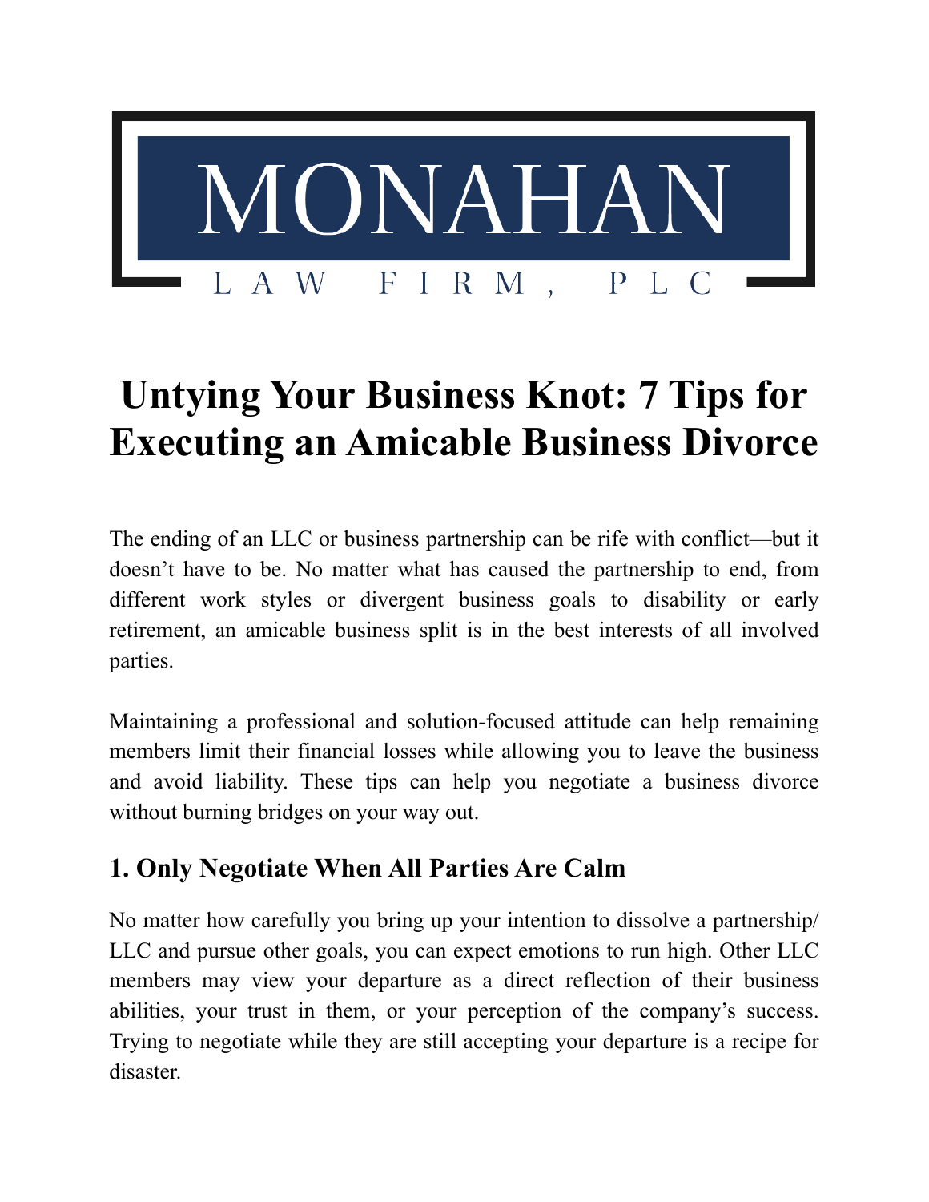MONAHAN

LAW FIRM, PLC

# Untying Your Business Knot: 7 Tips for Executing an Amicable Business Divorce

The ending of an LLC or business partnership can be rife with conflict—but it doesn't have to be. No matter what has caused the partnership to end, from different work styles or divergent business goals to disability or early retirement, an amicable business split is in the best interests of all involved parties.

Maintaining a professional and solution-focused attitude can help remaining members limit their financial losses while allowing you to leave the business and avoid liability. These tips can help you negotiate a business divorce without burning bridges on your way out.

## 1. Only Negotiate When All Parties Are Calm

No matter how carefully you bring up your intention to dissolve a partnership/ LLC and pursue other goals, you can expect emotions to run high. Other LLC members may view your departure as a direct reflection of their business abilities, your trust in them, or your perception of the company's success. Trying to negotiate while they are still accepting your departure is a recipe for disaster.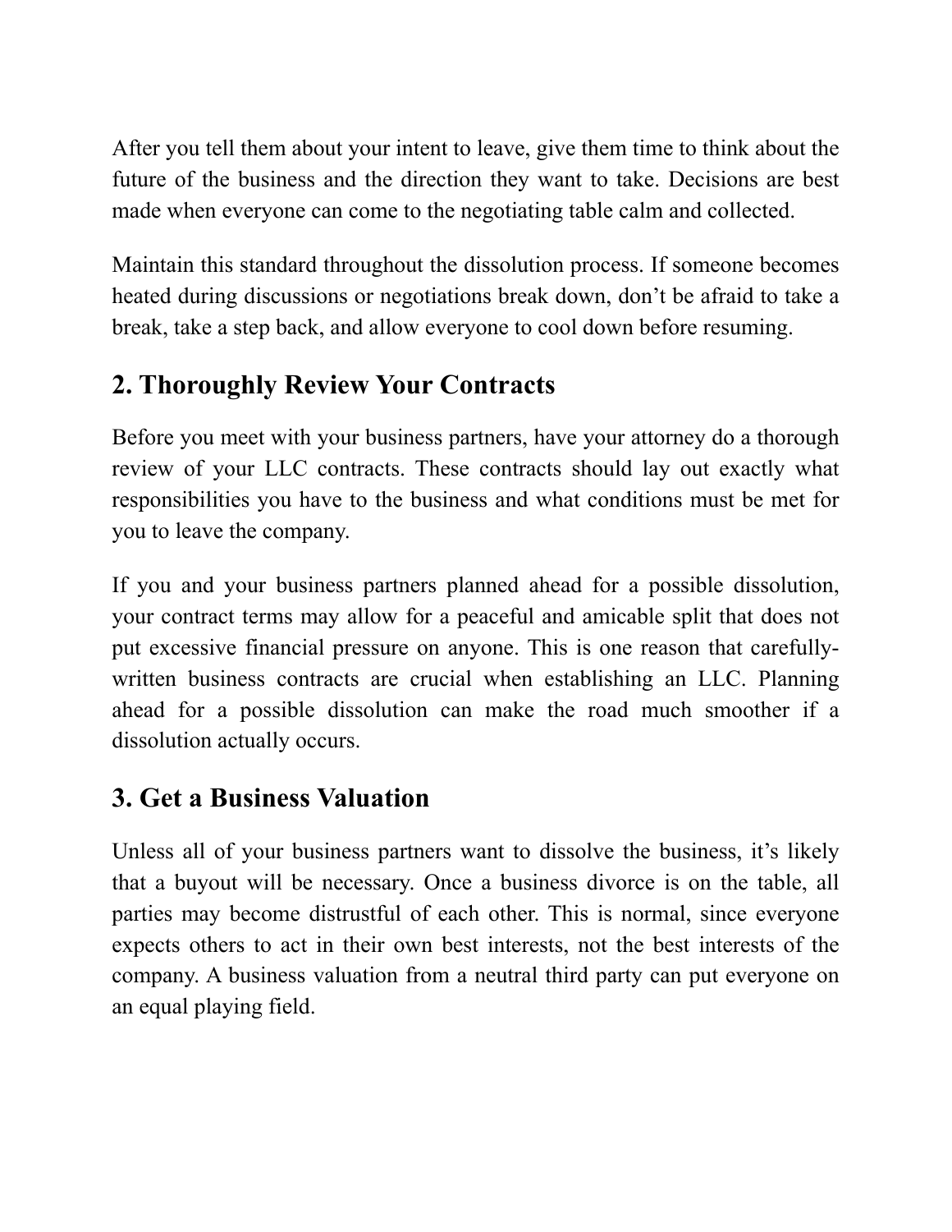After you tell them about your intent to leave, give them time to think about the future of the business and the direction they want to take. Decisions are best made when everyone can come to the negotiating table calm and collected.

Maintain this standard throughout the dissolution process. If someone becomes heated during discussions or negotiations break down, don't be afraid to take a break, take a step back, and allow everyone to cool down before resuming.

## 2. Thoroughly Review Your Contracts

Before you meet with your business partners, have your attorney do a thorough review of your LLC contracts. These contracts should lay out exactly what responsibilities you have to the business and what conditions must be met for you to leave the company.

If you and your business partners planned ahead for a possible dissolution, your contract terms may allow for a peaceful and amicable split that does not put excessive financial pressure on anyone. This is one reason that carefully-written business contracts are crucial when establishing an LLC. Planning ahead for a possible dissolution can make the road much smoother if a dissolution actually occurs.

## 3. Get a Business Valuation

Unless all of your business partners want to dissolve the business, it's likely that a buyout will be necessary. Once a business divorce is on the table, all parties may become distrustful of each other. This is normal, since everyone expects others to act in their own best interests, not the best interests of the company. A business valuation from a neutral third party can put everyone on an equal playing field.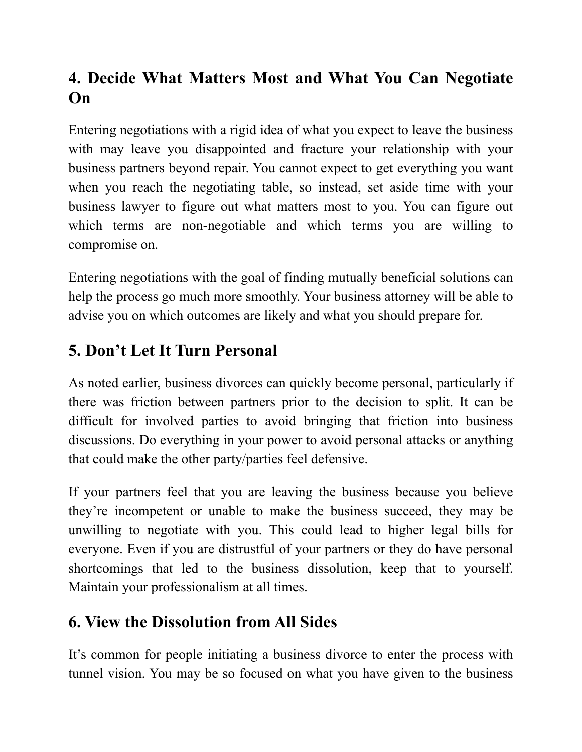## 4. Decide What Matters Most and What You Can Negotiate On

Entering negotiations with a rigid idea of what you expect to leave the business with may leave you disappointed and fracture your relationship with your business partners beyond repair. You cannot expect to get everything you want when you reach the negotiating table, so instead, set aside time with your business lawyer to figure out what matters most to you. You can figure out which terms are non-negotiable and which terms you are willing to compromise on.

Entering negotiations with the goal of finding mutually beneficial solutions can help the process go much more smoothly. Your business attorney will be able to advise you on which outcomes are likely and what you should prepare for.

## 5. Don't Let It Turn Personal

As noted earlier, business divorces can quickly become personal, particularly if there was friction between partners prior to the decision to split. It can be difficult for involved parties to avoid bringing that friction into business discussions. Do everything in your power to avoid personal attacks or anything that could make the other party/parties feel defensive.

If your partners feel that you are leaving the business because you believe they're incompetent or unable to make the business succeed, they may be unwilling to negotiate with you. This could lead to higher legal bills for everyone. Even if you are distrustful of your partners or they do have personal shortcomings that led to the business dissolution, keep that to yourself. Maintain your professionalism at all times.

## 6. View the Dissolution from All Sides

It's common for people initiating a business divorce to enter the process with tunnel vision. You may be so focused on what you have given to the business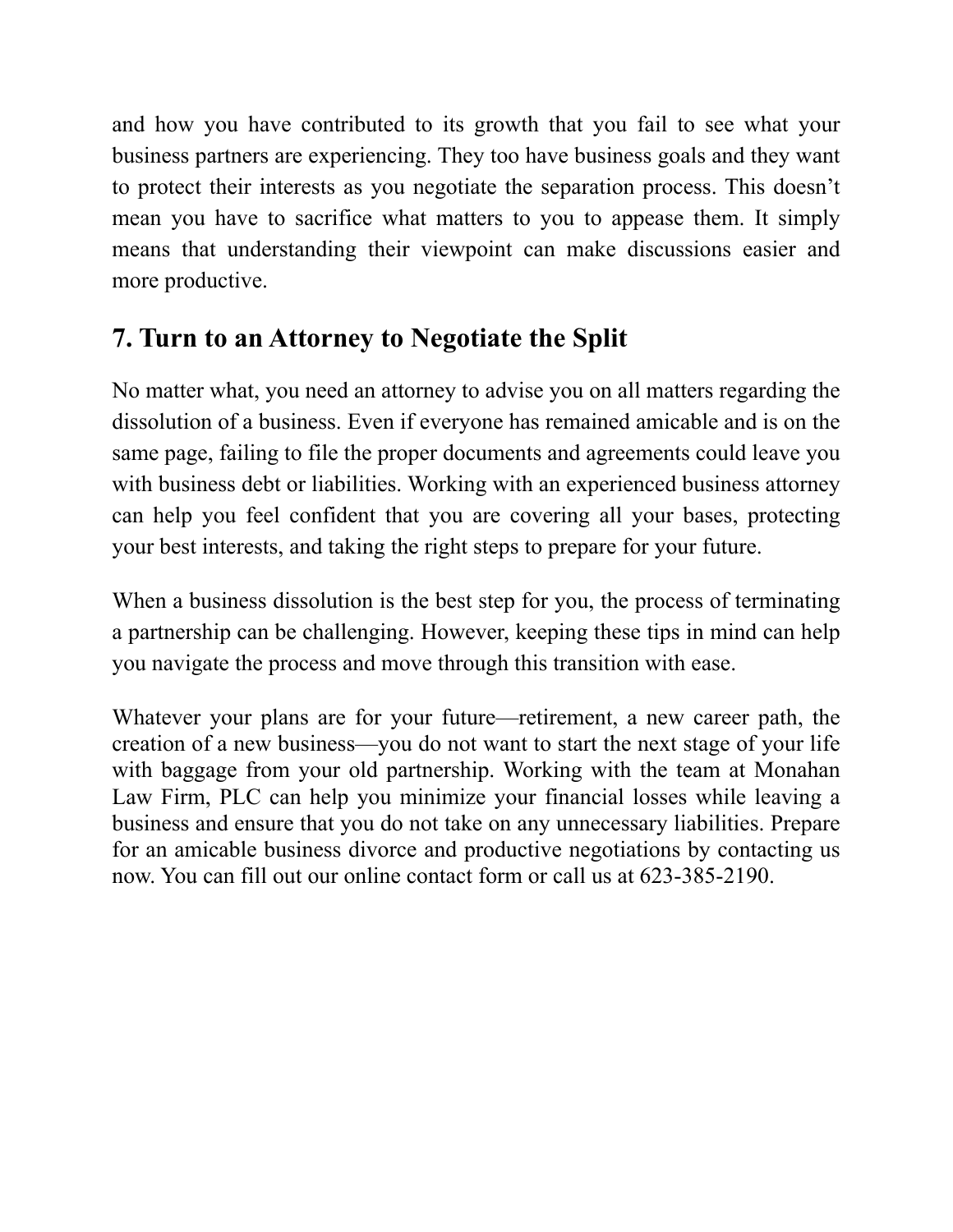and how you have contributed to its growth that you fail to see what your business partners are experiencing. They too have business goals and they want to protect their interests as you negotiate the separation process. This doesn't mean you have to sacrifice what matters to you to appease them. It simply means that understanding their viewpoint can make discussions easier and more productive.

## 7. Turn to an Attorney to Negotiate the Split

No matter what, you need an attorney to advise you on all matters regarding the dissolution of a business. Even if everyone has remained amicable and is on the same page, failing to file the proper documents and agreements could leave you with business debt or liabilities. Working with an experienced business attorney can help you feel confident that you are covering all your bases, protecting your best interests, and taking the right steps to prepare for your future.

When a business dissolution is the best step for you, the process of terminating a partnership can be challenging. However, keeping these tips in mind can help you navigate the process and move through this transition with ease.

Whatever your plans are for your future—retirement, a new career path, the creation of a new business—you do not want to start the next stage of your life with baggage from your old partnership. Working with the team at Monahan Law Firm, PLC can help you minimize your financial losses while leaving a business and ensure that you do not take on any unnecessary liabilities. Prepare for an amicable business divorce and productive negotiations by contacting us now. You can fill out our online contact form or call us at 623-385-2190.